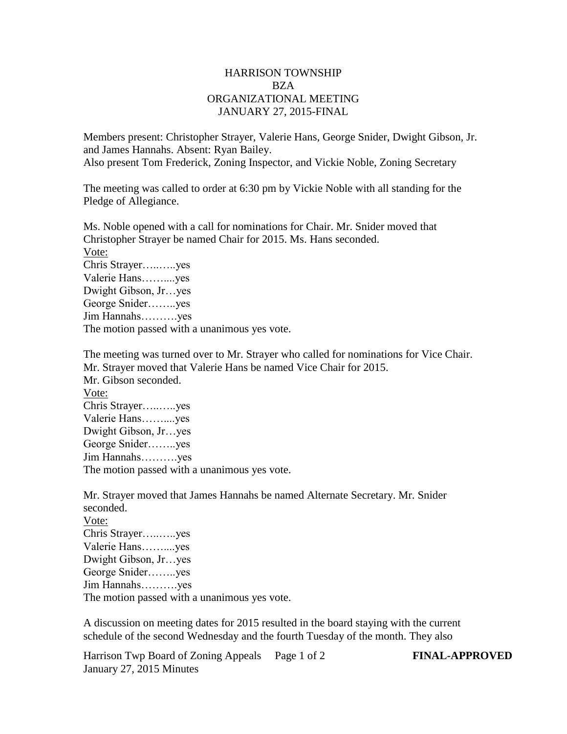# HARRISON TOWNSHIP
# BZA
# ORGANIZATIONAL MEETING
# JANUARY 27, 2015-FINAL

Members present: Christopher Strayer, Valerie Hans, George Snider, Dwight Gibson, Jr. and James Hannahs. Absent: Ryan Bailey.
Also present Tom Frederick, Zoning Inspector, and Vickie Noble, Zoning Secretary

The meeting was called to order at 6:30 pm by Vickie Noble with all standing for the Pledge of Allegiance.

Ms. Noble opened with a call for nominations for Chair. Mr. Snider moved that Christopher Strayer be named Chair for 2015. Ms. Hans seconded.

Vote:
Chris Strayer…..…..yes
Valerie Hans……....yes
Dwight Gibson, Jr…yes
George Snider……..yes
Jim Hannahs……….yes
The motion passed with a unanimous yes vote.

The meeting was turned over to Mr. Strayer who called for nominations for Vice Chair. Mr. Strayer moved that Valerie Hans be named Vice Chair for 2015.
Mr. Gibson seconded.

Vote:
Chris Strayer…..…..yes
Valerie Hans……....yes
Dwight Gibson, Jr…yes
George Snider……..yes
Jim Hannahs……….yes
The motion passed with a unanimous yes vote.

Mr. Strayer moved that James Hannahs be named Alternate Secretary. Mr. Snider seconded.

Vote:
Chris Strayer…..…..yes
Valerie Hans……....yes
Dwight Gibson, Jr…yes
George Snider……..yes
Jim Hannahs……….yes
The motion passed with a unanimous yes vote.

A discussion on meeting dates for 2015 resulted in the board staying with the current schedule of the second Wednesday and the fourth Tuesday of the month. They also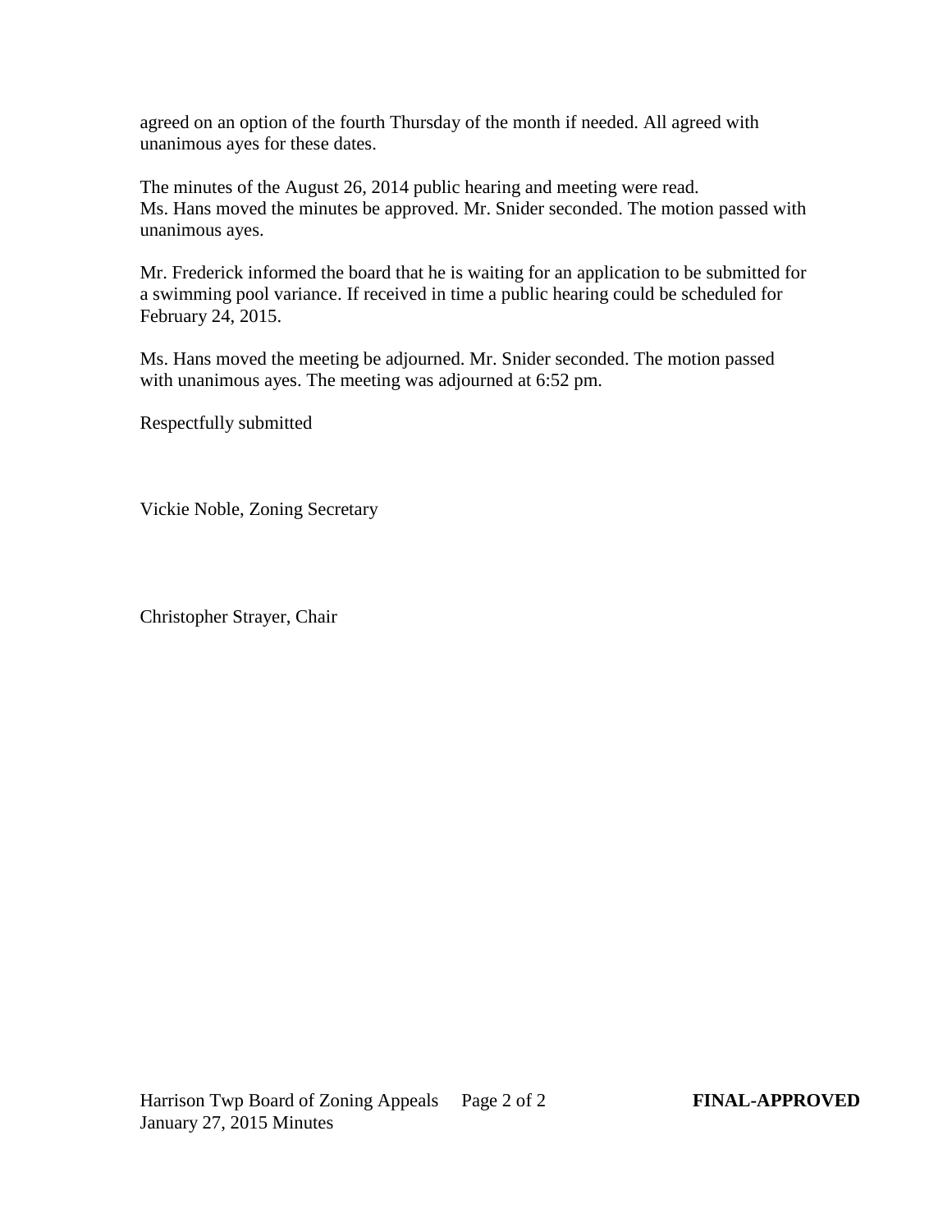agreed on an option of the fourth Thursday of the month if needed. All agreed with unanimous ayes for these dates.

The minutes of the August 26, 2014 public hearing and meeting were read.
Ms. Hans moved the minutes be approved. Mr. Snider seconded. The motion passed with unanimous ayes.

Mr. Frederick informed the board that he is waiting for an application to be submitted for a swimming pool variance. If received in time a public hearing could be scheduled for February 24, 2015.

Ms. Hans moved the meeting be adjourned. Mr. Snider seconded. The motion passed with unanimous ayes. The meeting was adjourned at 6:52 pm.

Respectfully submitted

Vickie Noble, Zoning Secretary

Christopher Strayer, Chair